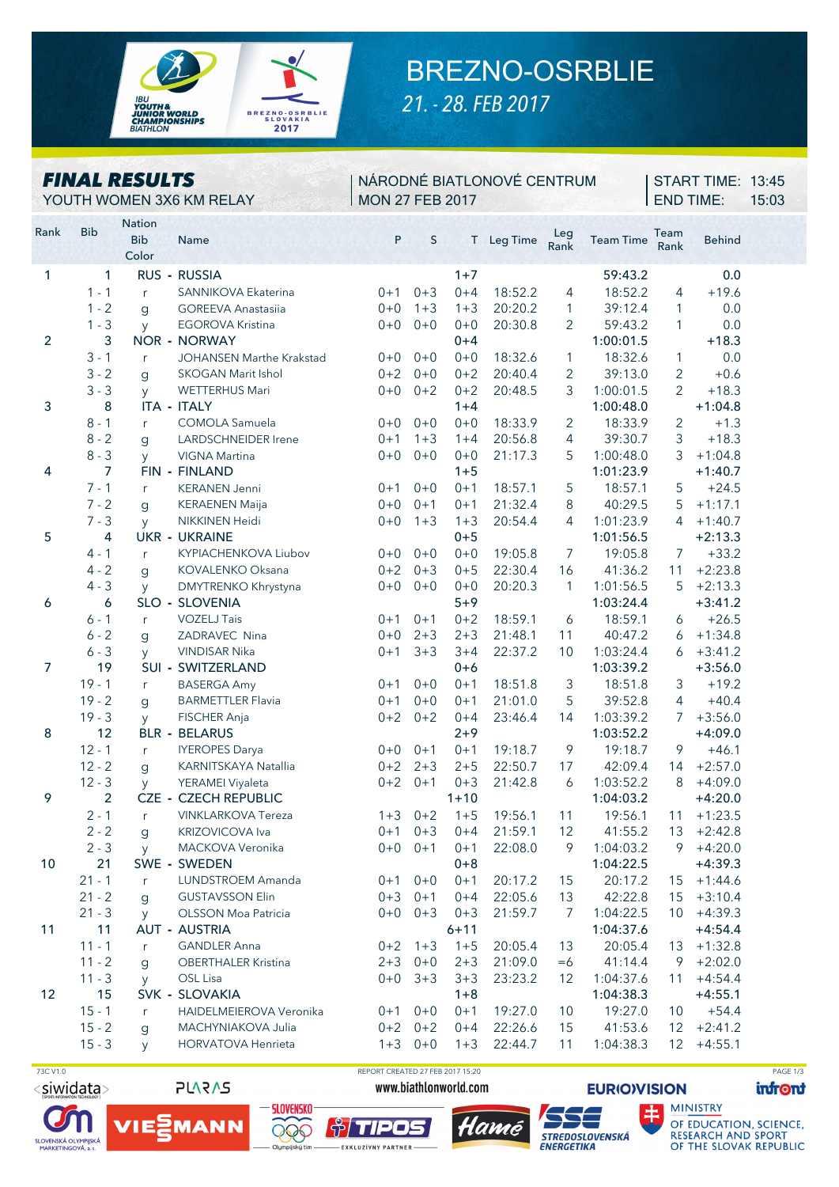# BREZNO-OSRBLIE

*21. - 28. FEB 2017*

## FINAL RESULTS

YOUTH WOMEN 3X6 KM RELAY

NÁRODNÉ BIATLONOVÉ CENTRUM
MON 27 FEB 2017

START TIME: 13:45
END TIME: 15:03

| Rank | Bib | Nation Bib Color | Name | P | S | T | Leg Time | Leg Rank | Team Time | Team Rank | Behind |
|---|---|---|---|---|---|---|---|---|---|---|---|
| 1 | 1 | RUS - RUSSIA | | | | 1+7 | | | 59:43.2 | | 0.0 |
| | 1 - 1 | r | SANNIKOVA Ekaterina | 0+1 | 0+3 | 0+4 | 18:52.2 | 4 | 18:52.2 | 4 | +19.6 |
| | 1 - 2 | g | GOREEVA Anastasiia | 0+0 | 1+3 | 1+3 | 20:20.2 | 1 | 39:12.4 | 1 | 0.0 |
| | 1 - 3 | y | EGOROVA Kristina | 0+0 | 0+0 | 0+0 | 20:30.8 | 2 | 59:43.2 | 1 | 0.0 |
| 2 | 3 | NOR - NORWAY | | | | 0+4 | | | 1:00:01.5 | | +18.3 |
| | 3 - 1 | r | JOHANSEN Marthe Krakstad | 0+0 | 0+0 | 0+0 | 18:32.6 | 1 | 18:32.6 | 1 | 0.0 |
| | 3 - 2 | g | SKOGAN Marit Ishol | 0+2 | 0+0 | 0+2 | 20:40.4 | 2 | 39:13.0 | 2 | +0.6 |
| | 3 - 3 | y | WETTERHUS Mari | 0+0 | 0+2 | 0+2 | 20:48.5 | 3 | 1:00:01.5 | 2 | +18.3 |
| 3 | 8 | ITA - ITALY | | | | 1+4 | | | 1:00:48.0 | | +1:04.8 |
| | 8 - 1 | r | COMOLA Samuela | 0+0 | 0+0 | 0+0 | 18:33.9 | 2 | 18:33.9 | 2 | +1.3 |
| | 8 - 2 | g | LARDSCHNEIDER Irene | 0+1 | 1+3 | 1+4 | 20:56.8 | 4 | 39:30.7 | 3 | +18.3 |
| | 8 - 3 | y | VIGNA Martina | 0+0 | 0+0 | 0+0 | 21:17.3 | 5 | 1:00:48.0 | 3 | +1:04.8 |
| 4 | 7 | FIN - FINLAND | | | | 1+5 | | | 1:01:23.9 | | +1:40.7 |
| | 7 - 1 | r | KERANEN Jenni | 0+1 | 0+0 | 0+1 | 18:57.1 | 5 | 18:57.1 | 5 | +24.5 |
| | 7 - 2 | g | KERAENEN Maija | 0+0 | 0+1 | 0+1 | 21:32.4 | 8 | 40:29.5 | 5 | +1:17.1 |
| | 7 - 3 | y | NIKKINEN Heidi | 0+0 | 1+3 | 1+3 | 20:54.4 | 4 | 1:01:23.9 | 4 | +1:40.7 |
| 5 | 4 | UKR - UKRAINE | | | | 0+5 | | | 1:01:56.5 | | +2:13.3 |
| | 4 - 1 | r | KYPIACHENKOVA Liubov | 0+0 | 0+0 | 0+0 | 19:05.8 | 7 | 19:05.8 | 7 | +33.2 |
| | 4 - 2 | g | KOVALENKO Oksana | 0+2 | 0+3 | 0+5 | 22:30.4 | 16 | 41:36.2 | 11 | +2:23.8 |
| | 4 - 3 | y | DMYTRENKO Khrystyna | 0+0 | 0+0 | 0+0 | 20:20.3 | 1 | 1:01:56.5 | 5 | +2:13.3 |
| 6 | 6 | SLO - SLOVENIA | | | | 5+9 | | | 1:03:24.4 | | +3:41.2 |
| | 6 - 1 | r | VOZELJ Tais | 0+1 | 0+1 | 0+2 | 18:59.1 | 6 | 18:59.1 | 6 | +26.5 |
| | 6 - 2 | g | ZADRAVEC Nina | 0+0 | 2+3 | 2+3 | 21:48.1 | 11 | 40:47.2 | 6 | +1:34.8 |
| | 6 - 3 | y | VINDISAR Nika | 0+1 | 3+3 | 3+4 | 22:37.2 | 10 | 1:03:24.4 | 6 | +3:41.2 |
| 7 | 19 | SUI - SWITZERLAND | | | | 0+6 | | | 1:03:39.2 | | +3:56.0 |
| | 19 - 1 | r | BASERGA Amy | 0+1 | 0+0 | 0+1 | 18:51.8 | 3 | 18:51.8 | 3 | +19.2 |
| | 19 - 2 | g | BARMETTLER Flavia | 0+1 | 0+0 | 0+1 | 21:01.0 | 5 | 39:52.8 | 4 | +40.4 |
| | 19 - 3 | y | FISCHER Anja | 0+2 | 0+2 | 0+4 | 23:46.4 | 14 | 1:03:39.2 | 7 | +3:56.0 |
| 8 | 12 | BLR - BELARUS | | | | 2+9 | | | 1:03:52.2 | | +4:09.0 |
| | 12 - 1 | r | IYEROPES Darya | 0+0 | 0+1 | 0+1 | 19:18.7 | 9 | 19:18.7 | 9 | +46.1 |
| | 12 - 2 | g | KARNITSKAYA Natallia | 0+2 | 2+3 | 2+5 | 22:50.7 | 17 | 42:09.4 | 14 | +2:57.0 |
| | 12 - 3 | y | YERAMEI Viyaleta | 0+2 | 0+1 | 0+3 | 21:42.8 | 6 | 1:03:52.2 | 8 | +4:09.0 |
| 9 | 2 | CZE - CZECH REPUBLIC | | | | 1+10 | | | 1:04:03.2 | | +4:20.0 |
| | 2 - 1 | r | VINKLARKOVA Tereza | 1+3 | 0+2 | 1+5 | 19:56.1 | 11 | 19:56.1 | 11 | +1:23.5 |
| | 2 - 2 | g | KRIZOVICOVA Iva | 0+1 | 0+3 | 0+4 | 21:59.1 | 12 | 41:55.2 | 13 | +2:42.8 |
| | 2 - 3 | y | MACKOVA Veronika | 0+0 | 0+1 | 0+1 | 22:08.0 | 9 | 1:04:03.2 | 9 | +4:20.0 |
| 10 | 21 | SWE - SWEDEN | | | | 0+8 | | | 1:04:22.5 | | +4:39.3 |
| | 21 - 1 | r | LUNDSTROEM Amanda | 0+1 | 0+0 | 0+1 | 20:17.2 | 15 | 20:17.2 | 15 | +1:44.6 |
| | 21 - 2 | g | GUSTAVSSON Elin | 0+3 | 0+1 | 0+4 | 22:05.6 | 13 | 42:22.8 | 15 | +3:10.4 |
| | 21 - 3 | y | OLSSON Moa Patricia | 0+0 | 0+3 | 0+3 | 21:59.7 | 7 | 1:04:22.5 | 10 | +4:39.3 |
| 11 | 11 | AUT - AUSTRIA | | | | 6+11 | | | 1:04:37.6 | | +4:54.4 |
| | 11 - 1 | r | GANDLER Anna | 0+2 | 1+3 | 1+5 | 20:05.4 | 13 | 20:05.4 | 13 | +1:32.8 |
| | 11 - 2 | g | OBERTHALER Kristina | 2+3 | 0+0 | 2+3 | 21:09.0 | =6 | 41:14.4 | 9 | +2:02.0 |
| | 11 - 3 | y | OSL Lisa | 0+0 | 3+3 | 3+3 | 23:23.2 | 12 | 1:04:37.6 | 11 | +4:54.4 |
| 12 | 15 | SVK - SLOVAKIA | | | | 1+8 | | | 1:04:38.3 | | +4:55.1 |
| | 15 - 1 | r | HAIDELMEIEROVA Veronika | 0+1 | 0+0 | 0+1 | 19:27.0 | 10 | 19:27.0 | 10 | +54.4 |
| | 15 - 2 | g | MACHYNIAKOVA Julia | 0+2 | 0+2 | 0+4 | 22:26.6 | 15 | 41:53.6 | 12 | +2:41.2 |
| | 15 - 3 | y | HORVATOVA Henrieta | 1+3 | 0+0 | 1+3 | 22:44.7 | 11 | 1:04:38.3 | 12 | +4:55.1 |

73C V1.0 REPORT CREATED 27 FEB 2017 15:20

www.biathlonworld.com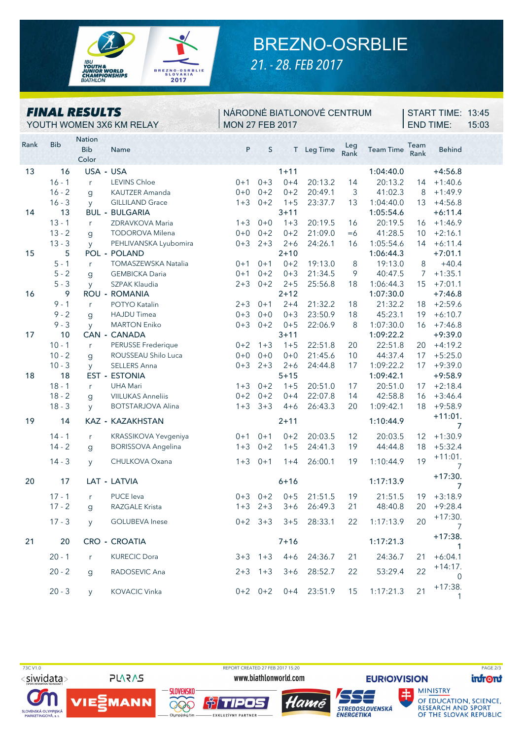# BREZNO-OSRBLIE

*21. - 28. FEB 2017*

## FINAL RESULTS

YOUTH WOMEN 3X6 KM RELAY

NÁRODNÉ BIATLONOVÉ CENTRUM
MON 27 FEB 2017

START TIME: 13:45
END TIME: 15:03

| Rank | Bib | Nation Bib Color | Name | P | S | T | Leg Time | Leg Rank | Team Time | Team Rank | Behind |
|---|---|---|---|---|---|---|---|---|---|---|---|
| 13 | 16 | USA - USA | | | | 1+11 | | | 1:04:40.0 | | +4:56.8 |
| | 16 - 1 | r | LEVINS Chloe | 0+1 | 0+3 | 0+4 | 20:13.2 | 14 | 20:13.2 | 14 | +1:40.6 |
| | 16 - 2 | g | KAUTZER Amanda | 0+0 | 0+2 | 0+2 | 20:49.1 | 3 | 41:02.3 | 8 | +1:49.9 |
| | 16 - 3 | y | GILLILAND Grace | 1+3 | 0+2 | 1+5 | 23:37.7 | 13 | 1:04:40.0 | 13 | +4:56.8 |
| 14 | 13 | BUL - BULGARIA | | | | 3+11 | | | 1:05:54.6 | | +6:11.4 |
| | 13 - 1 | r | ZDRAVKOVA Maria | 1+3 | 0+0 | 1+3 | 20:19.5 | 16 | 20:19.5 | 16 | +1:46.9 |
| | 13 - 2 | g | TODOROVA Milena | 0+0 | 0+2 | 0+2 | 21:09.0 | =6 | 41:28.5 | 10 | +2:16.1 |
| | 13 - 3 | y | PEHLIVANSKA Lyubomira | 0+3 | 2+3 | 2+6 | 24:26.1 | 16 | 1:05:54.6 | 14 | +6:11.4 |
| 15 | 5 | POL - POLAND | | | | 2+10 | | | 1:06:44.3 | | +7:01.1 |
| | 5 - 1 | r | TOMASZEWSKA Natalia | 0+1 | 0+1 | 0+2 | 19:13.0 | 8 | 19:13.0 | 8 | +40.4 |
| | 5 - 2 | g | GEMBICKA Daria | 0+1 | 0+2 | 0+3 | 21:34.5 | 9 | 40:47.5 | 7 | +1:35.1 |
| | 5 - 3 | y | SZPAK Klaudia | 2+3 | 0+2 | 2+5 | 25:56.8 | 18 | 1:06:44.3 | 15 | +7:01.1 |
| 16 | 9 | ROU - ROMANIA | | | | 2+12 | | | 1:07:30.0 | | +7:46.8 |
| | 9 - 1 | r | POTYO Katalin | 2+3 | 0+1 | 2+4 | 21:32.2 | 18 | 21:32.2 | 18 | +2:59.6 |
| | 9 - 2 | g | HAJDU Timea | 0+3 | 0+0 | 0+3 | 23:50.9 | 18 | 45:23.1 | 19 | +6:10.7 |
| | 9 - 3 | y | MARTON Eniko | 0+3 | 0+2 | 0+5 | 22:06.9 | 8 | 1:07:30.0 | 16 | +7:46.8 |
| 17 | 10 | CAN - CANADA | | | | 3+11 | | | 1:09:22.2 | | +9:39.0 |
| | 10 - 1 | r | PERUSSE Frederique | 0+2 | 1+3 | 1+5 | 22:51.8 | 20 | 22:51.8 | 20 | +4:19.2 |
| | 10 - 2 | g | ROUSSEAU Shilo Luca | 0+0 | 0+0 | 0+0 | 21:45.6 | 10 | 44:37.4 | 17 | +5:25.0 |
| | 10 - 3 | y | SELLERS Anna | 0+3 | 2+3 | 2+6 | 24:44.8 | 17 | 1:09:22.2 | 17 | +9:39.0 |
| 18 | 18 | EST - ESTONIA | | | | 5+15 | | | 1:09:42.1 | | +9:58.9 |
| | 18 - 1 | r | UHA Mari | 1+3 | 0+2 | 1+5 | 20:51.0 | 17 | 20:51.0 | 17 | +2:18.4 |
| | 18 - 2 | g | VIILUKAS Anneliis | 0+2 | 0+2 | 0+4 | 22:07.8 | 14 | 42:58.8 | 16 | +3:46.4 |
| | 18 - 3 | y | BOTSTARJOVA Alina | 1+3 | 3+3 | 4+6 | 26:43.3 | 20 | 1:09:42.1 | 18 | +9:58.9 |
| 19 | 14 | KAZ - KAZAKHSTAN | | | | 2+11 | | | 1:10:44.9 | | +11:01.7 |
| | 14 - 1 | r | KRASSIKOVA Yevgeniya | 0+1 | 0+1 | 0+2 | 20:03.5 | 12 | 20:03.5 | 12 | +1:30.9 |
| | 14 - 2 | g | BORISSOVA Angelina | 1+3 | 0+2 | 1+5 | 24:41.3 | 19 | 44:44.8 | 18 | +5:32.4 |
| | 14 - 3 | y | CHULKOVA Oxana | 1+3 | 0+1 | 1+4 | 26:00.1 | 19 | 1:10:44.9 | 19 | +11:01.7 |
| 20 | 17 | LAT - LATVIA | | | | 6+16 | | | 1:17:13.9 | | +17:30.7 |
| | 17 - 1 | r | PUCE Ieva | 0+3 | 0+2 | 0+5 | 21:51.5 | 19 | 21:51.5 | 19 | +3:18.9 |
| | 17 - 2 | g | RAZGALE Krista | 1+3 | 2+3 | 3+6 | 26:49.3 | 21 | 48:40.8 | 20 | +9:28.4 |
| | 17 - 3 | y | GOLUBEVA Inese | 0+2 | 3+3 | 3+5 | 28:33.1 | 22 | 1:17:13.9 | 20 | +17:30.7 |
| 21 | 20 | CRO - CROATIA | | | | 7+16 | | | 1:17:21.3 | | +17:38.1 |
| | 20 - 1 | r | KURECIC Dora | 3+3 | 1+3 | 4+6 | 24:36.7 | 21 | 24:36.7 | 21 | +6:04.1 |
| | 20 - 2 | g | RADOSEVIC Ana | 2+3 | 1+3 | 3+6 | 28:52.7 | 22 | 53:29.4 | 22 | +14:17.0 |
| | 20 - 3 | y | KOVACIC Vinka | 0+2 | 0+2 | 0+4 | 23:51.9 | 15 | 1:17:21.3 | 21 | +17:38.1 |

73C V1.0 REPORT CREATED 27 FEB 2017 15:20 www.biathlonworld.com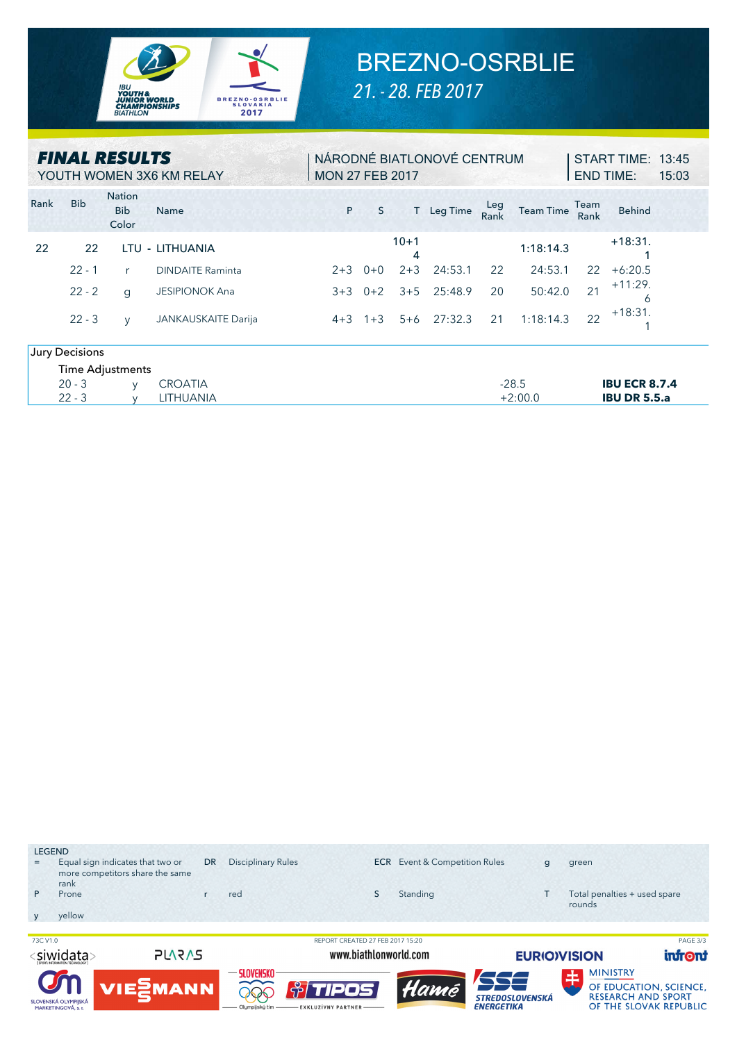# BREZNO-OSRBLIE

*21. - 28. FEB 2017*

## FINAL RESULTS

YOUTH WOMEN 3X6 KM RELAY

NÁRODNÉ BIATLONOVÉ CENTRUM
MON 27 FEB 2017

START TIME: 13:45
END TIME: 15:03

| Rank | Bib | Nation Bib Color | Name | P | S | T | Leg Time | Leg Rank | Team Time | Team Rank | Behind |
|---|---|---|---|---|---|---|---|---|---|---|---|
| 22 | 22 | | LTU - LITHUANIA | | | 10+14 | | | 1:18:14.3 | | +18:31.1 |
| | 22 - 1 | r | DINDAITE Raminta | 2+3 | 0+0 | 2+3 | 24:53.1 | 22 | 24:53.1 | 22 | +6:20.5 |
| | 22 - 2 | g | JESIPIONOK Ana | 3+3 | 0+2 | 3+5 | 25:48.9 | 20 | 50:42.0 | 21 | +11:29.6 |
| | 22 - 3 | y | JANKAUSKAITE Darija | 4+3 | 1+3 | 5+6 | 27:32.3 | 21 | 1:18:14.3 | 22 | +18:31.1 |

### Jury Decisions

Time Adjustments

| | | | | |
|---|---|---|---|---|
| 20 - 3 | y | CROATIA | -28.5 | **IBU ECR 8.7.4** |
| 22 - 3 | y | LITHUANIA | +2:00.0 | **IBU DR 5.5.a** |

LEGEND

| | | | | | | | |
|---|---|---|---|---|---|---|---|
| = | Equal sign indicates that two or more competitors share the same rank | DR | Disciplinary Rules | ECR | Event & Competition Rules | g | green |
| P | Prone | r | red | S | Standing | T | Total penalties + used spare rounds |
| y | yellow | | | | | | |

73C V1.0 — REPORT CREATED 27 FEB 2017 15:20

www.biathlonworld.com